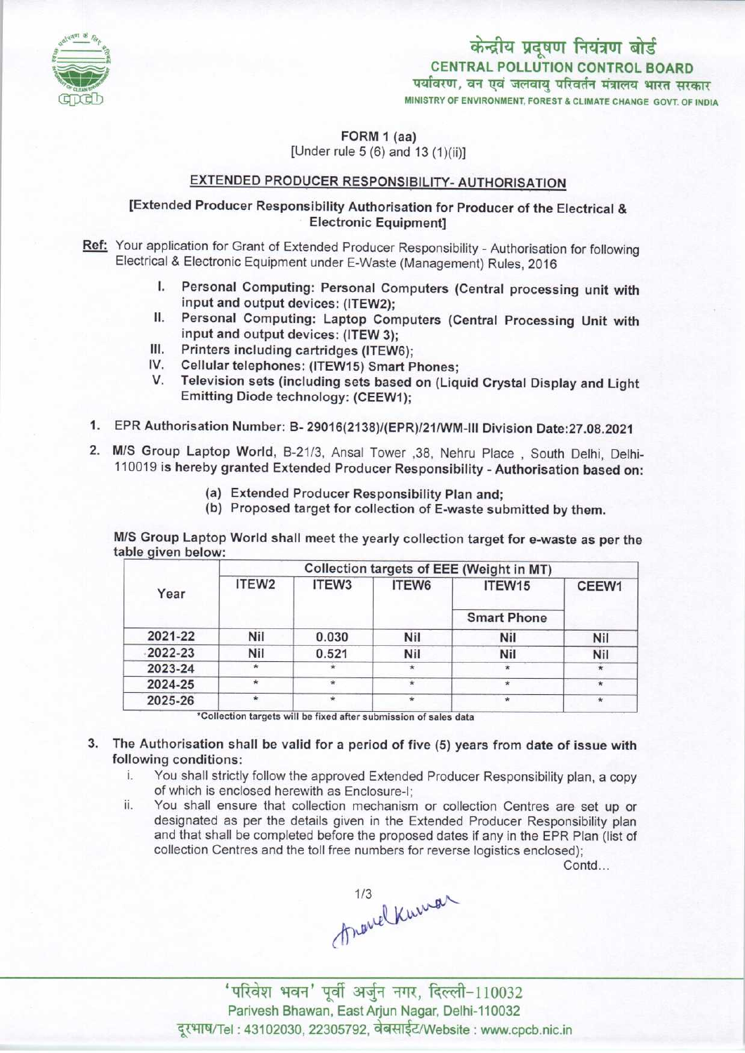केन्द्रीय प्रदूषण नियंत्रण बोर्ड
**CENTRAL POLLUTION CONTROL BOARD**
पर्यावरण, वन एवं जलवायु परिवर्तन मंत्रालय भारत सरकार
MINISTRY OF ENVIRONMENT, FOREST & CLIMATE CHANGE GOVT. OF INDIA

**FORM 1 (aa)**
[Under rule 5 (6) and 13 (1)(ii)]

## EXTENDED PRODUCER RESPONSIBILITY- AUTHORISATION

**[Extended Producer Responsibility Authorisation for Producer of the Electrical & Electronic Equipment]**

**Ref:** Your application for Grant of Extended Producer Responsibility - Authorisation for following Electrical & Electronic Equipment under E-Waste (Management) Rules, 2016

I. **Personal Computing: Personal Computers (Central processing unit with input and output devices: (ITEW2);**
II. **Personal Computing: Laptop Computers (Central Processing Unit with input and output devices: (ITEW 3);**
III. **Printers including cartridges (ITEW6);**
IV. **Cellular telephones: (ITEW15) Smart Phones;**
V. **Television sets (including sets based on (Liquid Crystal Display and Light Emitting Diode technology: (CEEW1);**

1. EPR Authorisation Number: B- 29016(2138)/(EPR)/21/WM-III Division Date:27.08.2021

2. M/S Group Laptop World, B-21/3, Ansal Tower ,38, Nehru Place , South Delhi, Delhi-110019 is hereby granted Extended Producer Responsibility - **Authorisation based on:**
   - (a) Extended Producer Responsibility Plan and;
   - (b) Proposed target for collection of E-waste submitted by them.

M/S Group Laptop World shall meet the yearly collection target for e-waste as per the table given below:

| Year | Collection targets of EEE (Weight in MT) | | | | |
|---|---|---|---|---|---|
| | ITEW2 | ITEW3 | ITEW6 | ITEW15 | CEEW1 |
| | | | | Smart Phone | |
| 2021-22 | Nil | 0.030 | Nil | Nil | Nil |
| 2022-23 | Nil | 0.521 | Nil | Nil | Nil |
| 2023-24 | * | * | * | * | * |
| 2024-25 | * | * | * | * | * |
| 2025-26 | * | * | * | * | * |

*Collection targets will be fixed after submission of sales data

3. The Authorisation shall be valid for a period of five (5) years from date of issue with following conditions:
   i. You shall strictly follow the approved Extended Producer Responsibility plan, a copy of which is enclosed herewith as Enclosure-I;
   ii. You shall ensure that collection mechanism or collection Centres are set up or designated as per the details given in the Extended Producer Responsibility plan and that shall be completed before the proposed dates if any in the EPR Plan (list of collection Centres and the toll free numbers for reverse logistics enclosed);

Contd...

'परिवेश भवन' पूर्वी अर्जुन नगर, दिल्ली-110032
Parivesh Bhawan, East Arjun Nagar, Delhi-110032
दूरभाष/Tel : 43102030, 22305792, वेबसाईट/Website : www.cpcb.nic.in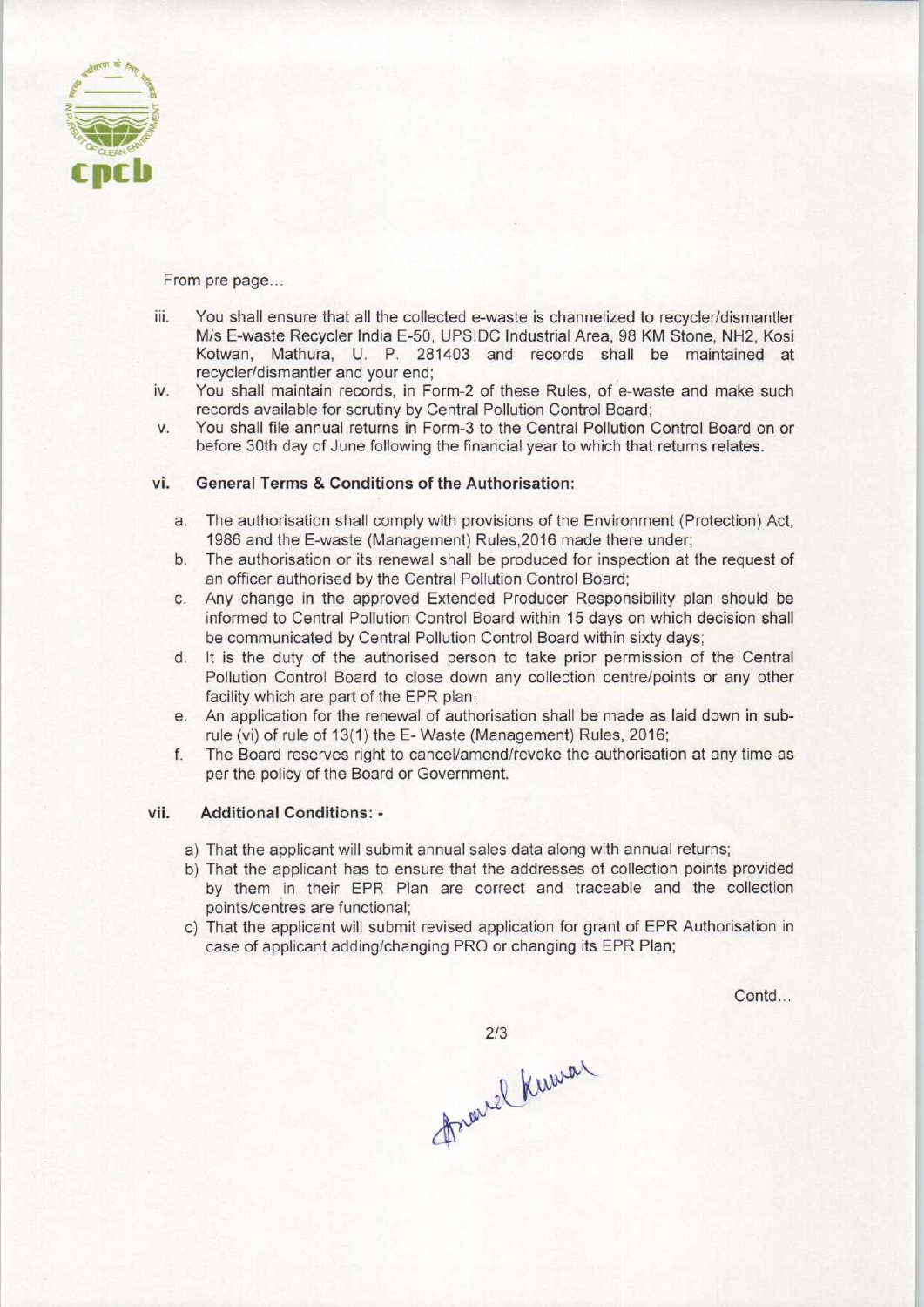From pre page...

iii. You shall ensure that all the collected e-waste is channelized to recycler/dismantler M/s E-waste Recycler India E-50, UPSIDC Industrial Area, 98 KM Stone, NH2, Kosi Kotwan, Mathura, U. P. 281403 and records shall be maintained at recycler/dismantler and your end;

iv. You shall maintain records, in Form-2 of these Rules, of e-waste and make such records available for scrutiny by Central Pollution Control Board;

v. You shall file annual returns in Form-3 to the Central Pollution Control Board on or before 30th day of June following the financial year to which that returns relates.

**vi. General Terms & Conditions of the Authorisation:**

a. The authorisation shall comply with provisions of the Environment (Protection) Act, 1986 and the E-waste (Management) Rules,2016 made there under;

b. The authorisation or its renewal shall be produced for inspection at the request of an officer authorised by the Central Pollution Control Board;

c. Any change in the approved Extended Producer Responsibility plan should be informed to Central Pollution Control Board within 15 days on which decision shall be communicated by Central Pollution Control Board within sixty days;

d. It is the duty of the authorised person to take prior permission of the Central Pollution Control Board to close down any collection centre/points or any other facility which are part of the EPR plan;

e. An application for the renewal of authorisation shall be made as laid down in sub-rule (vi) of rule of 13(1) the E- Waste (Management) Rules, 2016;

f. The Board reserves right to cancel/amend/revoke the authorisation at any time as per the policy of the Board or Government.

**vii. Additional Conditions: -**

a) That the applicant will submit annual sales data along with annual returns;

b) That the applicant has to ensure that the addresses of collection points provided by them in their EPR Plan are correct and traceable and the collection points/centres are functional;

c) That the applicant will submit revised application for grant of EPR Authorisation in case of applicant adding/changing PRO or changing its EPR Plan;

Contd...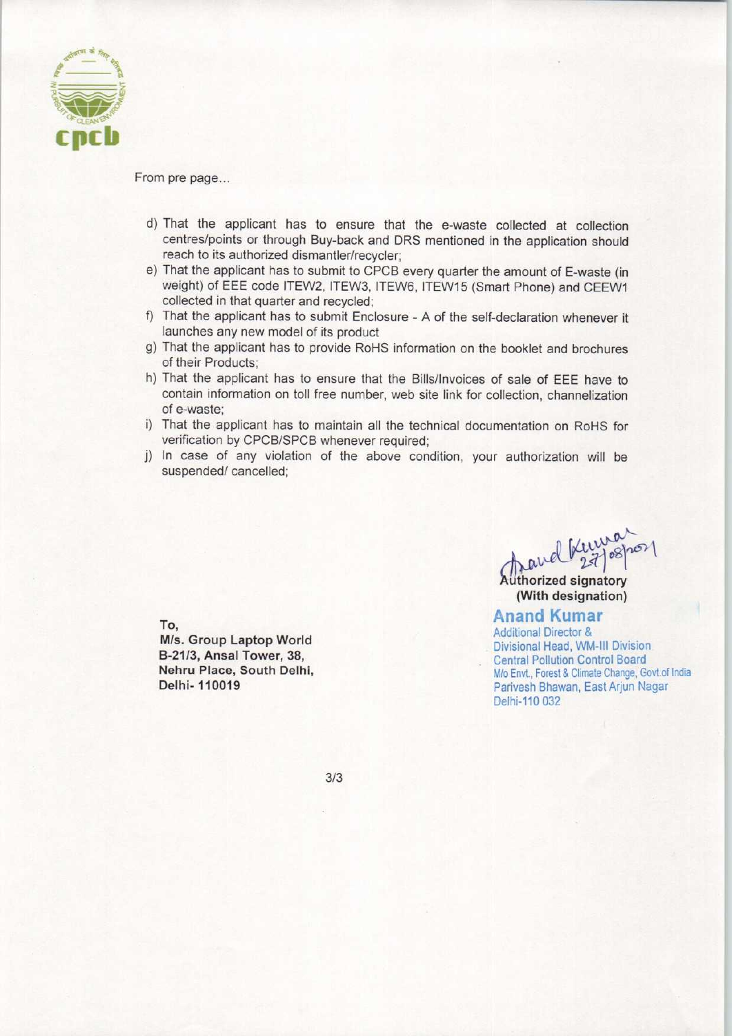From pre page...

d) That the applicant has to ensure that the e-waste collected at collection centres/points or through Buy-back and DRS mentioned in the application should reach to its authorized dismantler/recycler;
e) That the applicant has to submit to CPCB every quarter the amount of E-waste (in weight) of EEE code ITEW2, ITEW3, ITEW6, ITEW15 (Smart Phone) and CEEW1 collected in that quarter and recycled;
f) That the applicant has to submit Enclosure - A of the self-declaration whenever it launches any new model of its product
g) That the applicant has to provide RoHS information on the booklet and brochures of their Products;
h) That the applicant has to ensure that the Bills/Invoices of sale of EEE have to contain information on toll free number, web site link for collection, channelization of e-waste;
i) That the applicant has to maintain all the technical documentation on RoHS for verification by CPCB/SPCB whenever required;
j) In case of any violation of the above condition, your authorization will be suspended/ cancelled;

Anand Kumar 27/08/2021

**Authorized signatory**
**(With designation)**

**Anand Kumar**
Additional Director &
Divisional Head, WM-III Division
Central Pollution Control Board
M/o Envt., Forest & Climate Change, Govt.of India
Parivesh Bhawan, East Arjun Nagar
Delhi-110 032

To,
**M/s. Group Laptop World**
**B-21/3, Ansal Tower, 38,**
**Nehru Place, South Delhi,**
**Delhi- 110019**